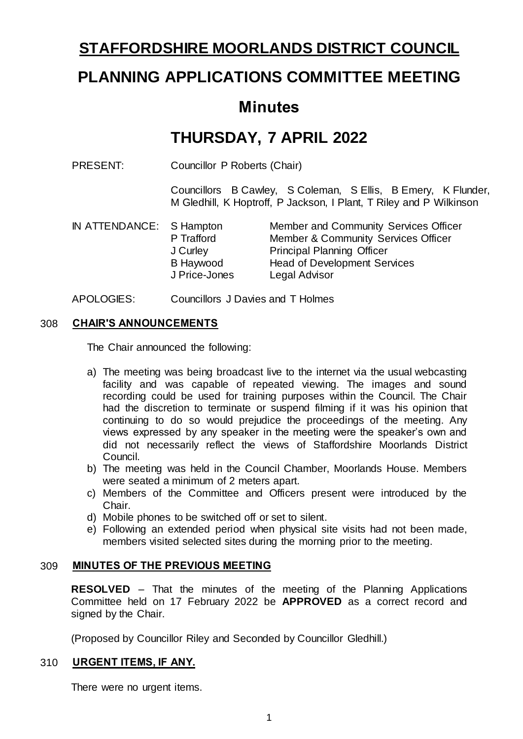# STAFFORDSHIRE MOORLANDS DISTRICT COUNCIL

# PLANNING APPLICATIONS COMMITTEE MEETING

## Minutes

## THURSDAY, 7 APRIL 2022

PRESENT: Councillor P Roberts (Chair)

Councillors B Cawley, S Coleman, S Ellis, B Emery, K Flunder, M Gledhill, K Hoptroff, P Jackson, I Plant, T Riley and P Wilkinson

| IN ATTENDANCE: | S Hampton | Member and Community Services Officer |
| --- | --- | --- |
| | P Trafford | Member & Community Services Officer |
| | J Curley | Principal Planning Officer |
| | B Haywood | Head of Development Services |
| | J Price-Jones | Legal Advisor |

APOLOGIES: Councillors J Davies and T Holmes

### 308 CHAIR'S ANNOUNCEMENTS

The Chair announced the following:

a) The meeting was being broadcast live to the internet via the usual webcasting facility and was capable of repeated viewing. The images and sound recording could be used for training purposes within the Council. The Chair had the discretion to terminate or suspend filming if it was his opinion that continuing to do so would prejudice the proceedings of the meeting. Any views expressed by any speaker in the meeting were the speaker's own and did not necessarily reflect the views of Staffordshire Moorlands District Council.
b) The meeting was held in the Council Chamber, Moorlands House. Members were seated a minimum of 2 meters apart.
c) Members of the Committee and Officers present were introduced by the Chair.
d) Mobile phones to be switched off or set to silent.
e) Following an extended period when physical site visits had not been made, members visited selected sites during the morning prior to the meeting.

### 309 MINUTES OF THE PREVIOUS MEETING

**RESOLVED** – That the minutes of the meeting of the Planning Applications Committee held on 17 February 2022 be **APPROVED** as a correct record and signed by the Chair.

(Proposed by Councillor Riley and Seconded by Councillor Gledhill.)

### 310 URGENT ITEMS, IF ANY.

There were no urgent items.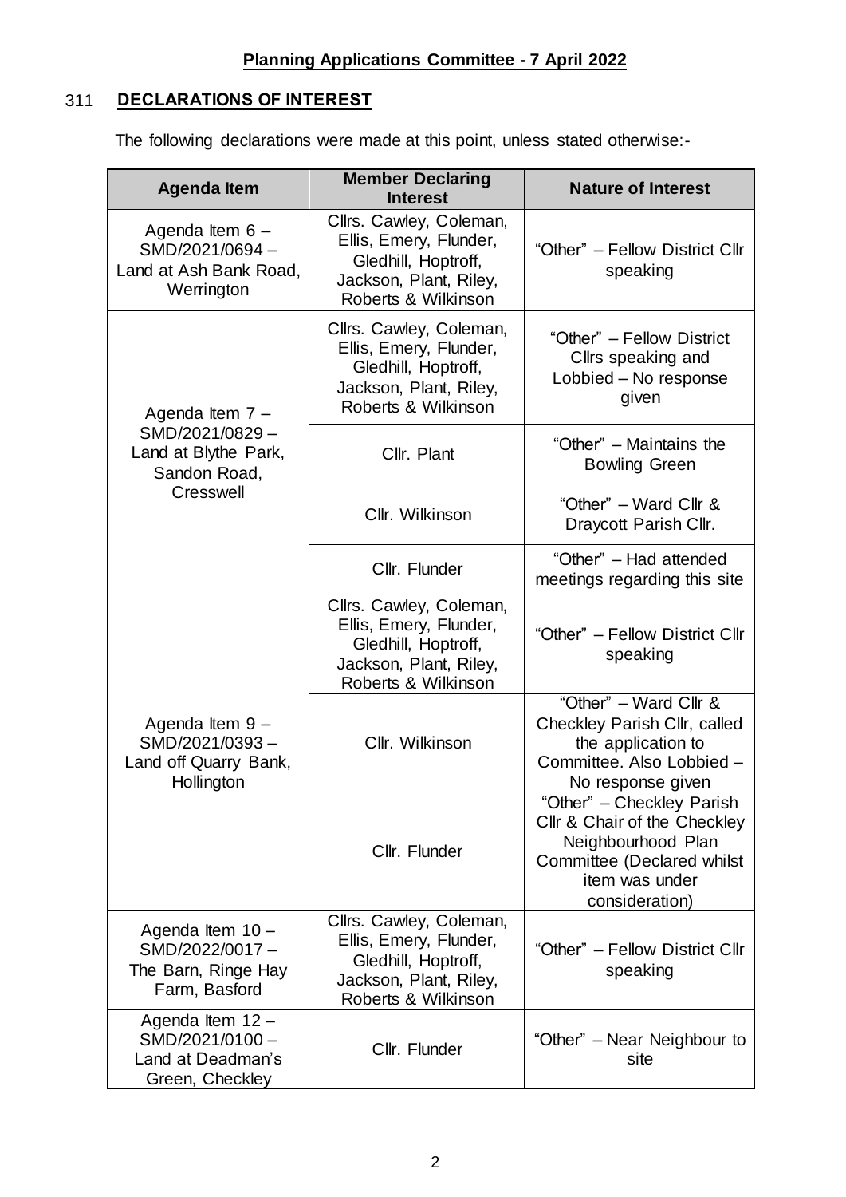## Planning Applications Committee - 7 April 2022

### 311 DECLARATIONS OF INTEREST

The following declarations were made at this point, unless stated otherwise:-

| Agenda Item | Member Declaring Interest | Nature of Interest |
|---|---|---|
| Agenda Item 6 – SMD/2021/0694 – Land at Ash Bank Road, Werrington | Cllrs. Cawley, Coleman, Ellis, Emery, Flunder, Gledhill, Hoptroff, Jackson, Plant, Riley, Roberts & Wilkinson | "Other" – Fellow District Cllr speaking |
| Agenda Item 7 – SMD/2021/0829 – Land at Blythe Park, Sandon Road, Cresswell | Cllrs. Cawley, Coleman, Ellis, Emery, Flunder, Gledhill, Hoptroff, Jackson, Plant, Riley, Roberts & Wilkinson | "Other" – Fellow District Cllrs speaking and Lobbied – No response given |
| | Cllr. Plant | "Other" – Maintains the Bowling Green |
| | Cllr. Wilkinson | "Other" – Ward Cllr & Draycott Parish Cllr. |
| | Cllr. Flunder | "Other" – Had attended meetings regarding this site |
| Agenda Item 9 – SMD/2021/0393 – Land off Quarry Bank, Hollington | Cllrs. Cawley, Coleman, Ellis, Emery, Flunder, Gledhill, Hoptroff, Jackson, Plant, Riley, Roberts & Wilkinson | "Other" – Fellow District Cllr speaking |
| | Cllr. Wilkinson | "Other" – Ward Cllr & Checkley Parish Cllr, called the application to Committee. Also Lobbied – No response given |
| | Cllr. Flunder | "Other" – Checkley Parish Cllr & Chair of the Checkley Neighbourhood Plan Committee (Declared whilst item was under consideration) |
| Agenda Item 10 – SMD/2022/0017 – The Barn, Ringe Hay Farm, Basford | Cllrs. Cawley, Coleman, Ellis, Emery, Flunder, Gledhill, Hoptroff, Jackson, Plant, Riley, Roberts & Wilkinson | "Other" – Fellow District Cllr speaking |
| Agenda Item 12 – SMD/2021/0100 – Land at Deadman's Green, Checkley | Cllr. Flunder | "Other" – Near Neighbour to site |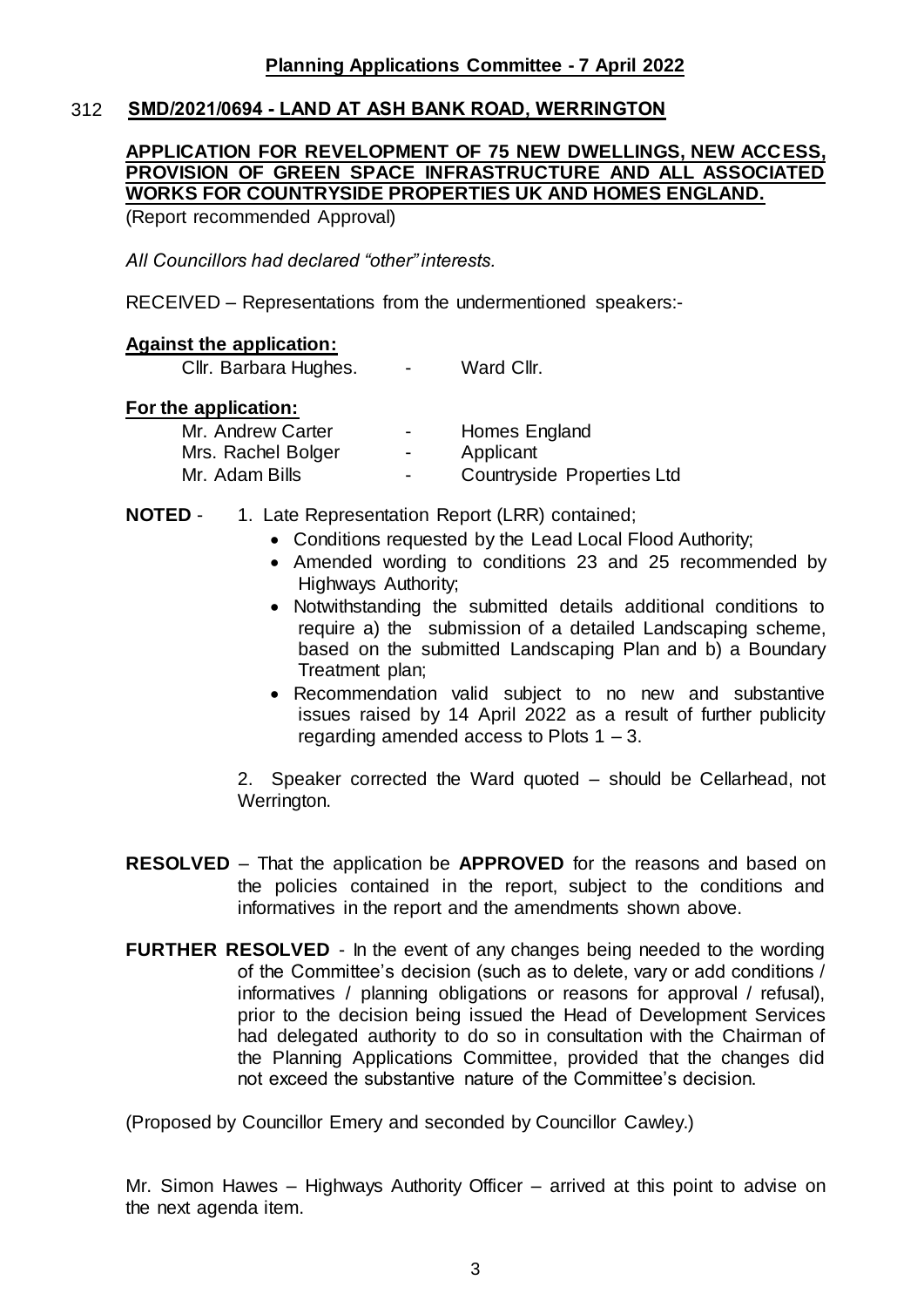## Planning Applications Committee - 7 April 2022

### 312 SMD/2021/0694 - LAND AT ASH BANK ROAD, WERRINGTON

**APPLICATION FOR REVELOPMENT OF 75 NEW DWELLINGS, NEW ACCESS, PROVISION OF GREEN SPACE INFRASTRUCTURE AND ALL ASSOCIATED WORKS FOR COUNTRYSIDE PROPERTIES UK AND HOMES ENGLAND.**

(Report recommended Approval)

*All Councillors had declared "other" interests.*

RECEIVED – Representations from the undermentioned speakers:-

**Against the application:**

| | | |
|---|---|---|
| Cllr. Barbara Hughes. | - | Ward Cllr. |

**For the application:**

| | | |
|---|---|---|
| Mr. Andrew Carter | - | Homes England |
| Mrs. Rachel Bolger | - | Applicant |
| Mr. Adam Bills | - | Countryside Properties Ltd |

**NOTED** - 1. Late Representation Report (LRR) contained;

- Conditions requested by the Lead Local Flood Authority;
- Amended wording to conditions 23 and 25 recommended by Highways Authority;
- Notwithstanding the submitted details additional conditions to require a) the submission of a detailed Landscaping scheme, based on the submitted Landscaping Plan and b) a Boundary Treatment plan;
- Recommendation valid subject to no new and substantive issues raised by 14 April 2022 as a result of further publicity regarding amended access to Plots 1 – 3.

2. Speaker corrected the Ward quoted – should be Cellarhead, not Werrington.

**RESOLVED** – That the application be **APPROVED** for the reasons and based on the policies contained in the report, subject to the conditions and informatives in the report and the amendments shown above.

**FURTHER RESOLVED** - In the event of any changes being needed to the wording of the Committee's decision (such as to delete, vary or add conditions / informatives / planning obligations or reasons for approval / refusal), prior to the decision being issued the Head of Development Services had delegated authority to do so in consultation with the Chairman of the Planning Applications Committee, provided that the changes did not exceed the substantive nature of the Committee's decision.

(Proposed by Councillor Emery and seconded by Councillor Cawley.)

Mr. Simon Hawes – Highways Authority Officer – arrived at this point to advise on the next agenda item.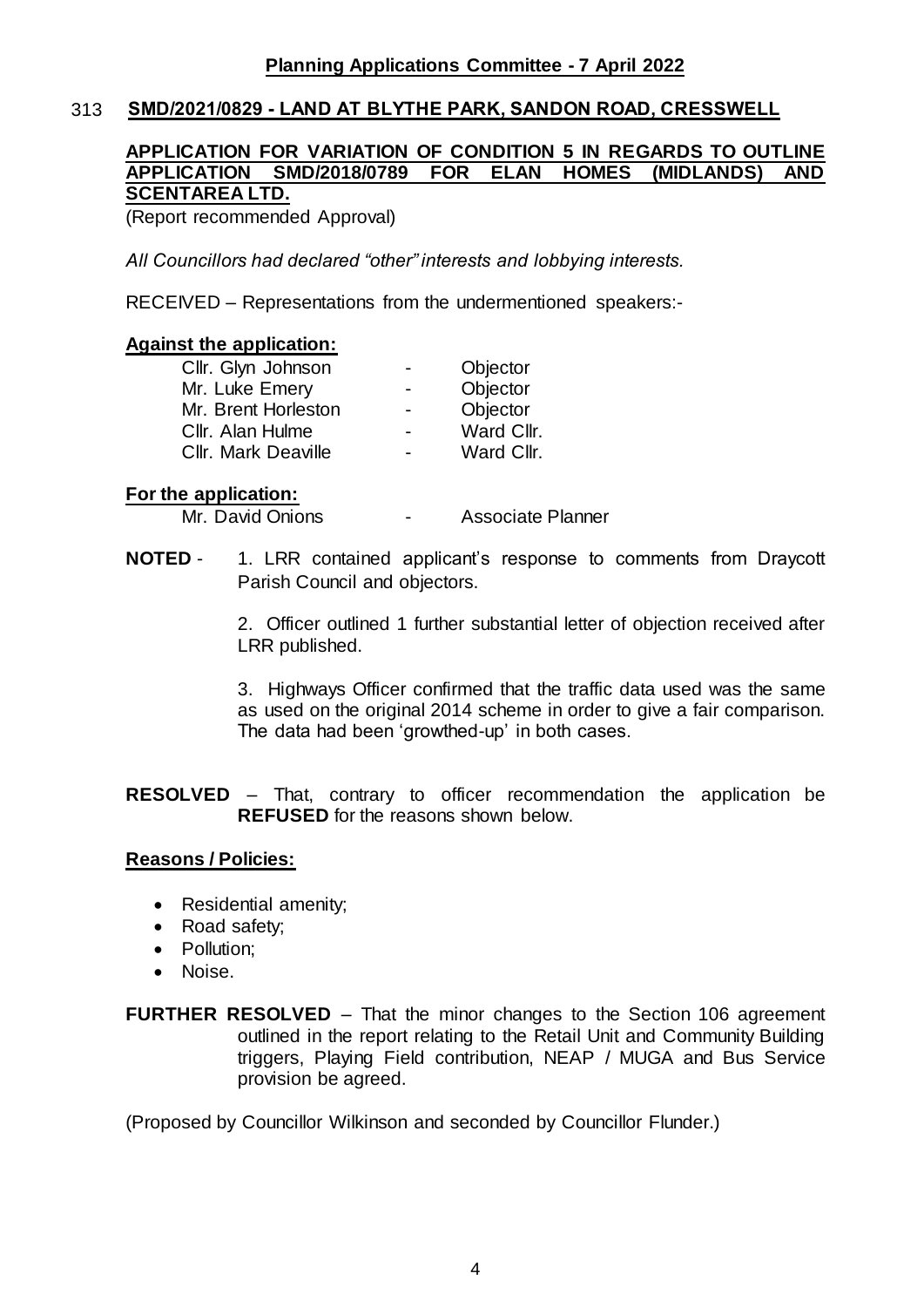## Planning Applications Committee - 7 April 2022

### 313 SMD/2021/0829 - LAND AT BLYTHE PARK, SANDON ROAD, CRESSWELL

**APPLICATION FOR VARIATION OF CONDITION 5 IN REGARDS TO OUTLINE APPLICATION SMD/2018/0789 FOR ELAN HOMES (MIDLANDS) AND SCENTAREA LTD.**

(Report recommended Approval)

*All Councillors had declared "other" interests and lobbying interests.*

RECEIVED – Representations from the undermentioned speakers:-

**Against the application:**

| | | |
|---|---|---|
| Cllr. Glyn Johnson | - | Objector |
| Mr. Luke Emery | - | Objector |
| Mr. Brent Horleston | - | Objector |
| Cllr. Alan Hulme | - | Ward Cllr. |
| Cllr. Mark Deaville | - | Ward Cllr. |

**For the application:**

| | | |
|---|---|---|
| Mr. David Onions | - | Associate Planner |

**NOTED** - 1. LRR contained applicant's response to comments from Draycott Parish Council and objectors.

2. Officer outlined 1 further substantial letter of objection received after LRR published.

3. Highways Officer confirmed that the traffic data used was the same as used on the original 2014 scheme in order to give a fair comparison. The data had been 'growthed-up' in both cases.

**RESOLVED** – That, contrary to officer recommendation the application be **REFUSED** for the reasons shown below.

**Reasons / Policies:**

- Residential amenity;
- Road safety;
- Pollution;
- Noise.

**FURTHER RESOLVED** – That the minor changes to the Section 106 agreement outlined in the report relating to the Retail Unit and Community Building triggers, Playing Field contribution, NEAP / MUGA and Bus Service provision be agreed.

(Proposed by Councillor Wilkinson and seconded by Councillor Flunder.)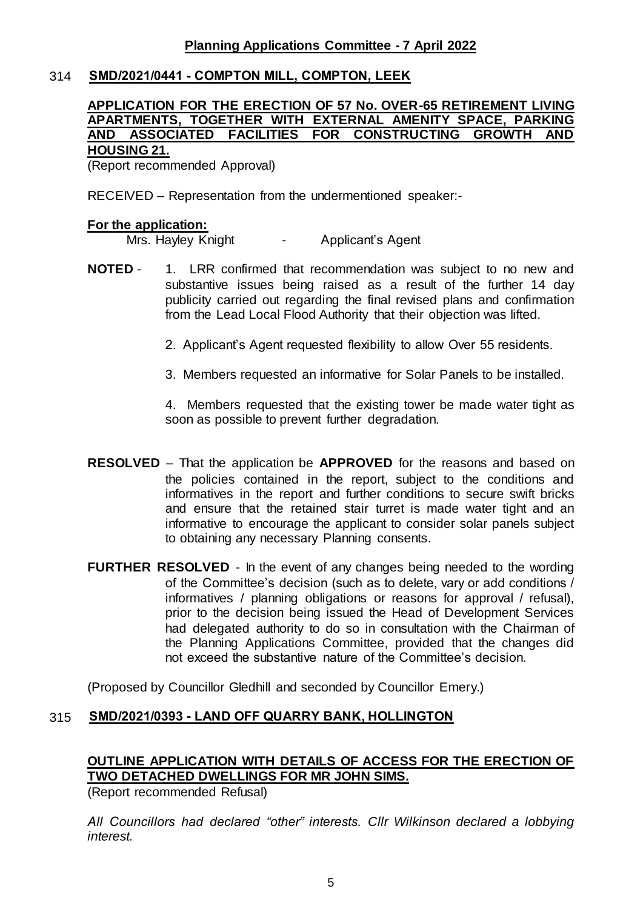## 314 SMD/2021/0441 - COMPTON MILL, COMPTON, LEEK

**APPLICATION FOR THE ERECTION OF 57 No. OVER-65 RETIREMENT LIVING APARTMENTS, TOGETHER WITH EXTERNAL AMENITY SPACE, PARKING AND ASSOCIATED FACILITIES FOR CONSTRUCTING GROWTH AND HOUSING 21.**

(Report recommended Approval)

RECEIVED – Representation from the undermentioned speaker:-

**For the application:**

Mrs. Hayley Knight - Applicant's Agent

**NOTED** -

1. LRR confirmed that recommendation was subject to no new and substantive issues being raised as a result of the further 14 day publicity carried out regarding the final revised plans and confirmation from the Lead Local Flood Authority that their objection was lifted.
2. Applicant's Agent requested flexibility to allow Over 55 residents.
3. Members requested an informative for Solar Panels to be installed.
4. Members requested that the existing tower be made water tight as soon as possible to prevent further degradation.

**RESOLVED** – That the application be **APPROVED** for the reasons and based on the policies contained in the report, subject to the conditions and informatives in the report and further conditions to secure swift bricks and ensure that the retained stair turret is made water tight and an informative to encourage the applicant to consider solar panels subject to obtaining any necessary Planning consents.

**FURTHER RESOLVED** - In the event of any changes being needed to the wording of the Committee's decision (such as to delete, vary or add conditions / informatives / planning obligations or reasons for approval / refusal), prior to the decision being issued the Head of Development Services had delegated authority to do so in consultation with the Chairman of the Planning Applications Committee, provided that the changes did not exceed the substantive nature of the Committee's decision.

(Proposed by Councillor Gledhill and seconded by Councillor Emery.)

## 315 SMD/2021/0393 - LAND OFF QUARRY BANK, HOLLINGTON

**OUTLINE APPLICATION WITH DETAILS OF ACCESS FOR THE ERECTION OF TWO DETACHED DWELLINGS FOR MR JOHN SIMS.**

(Report recommended Refusal)

*All Councillors had declared "other" interests. Cllr Wilkinson declared a lobbying interest.*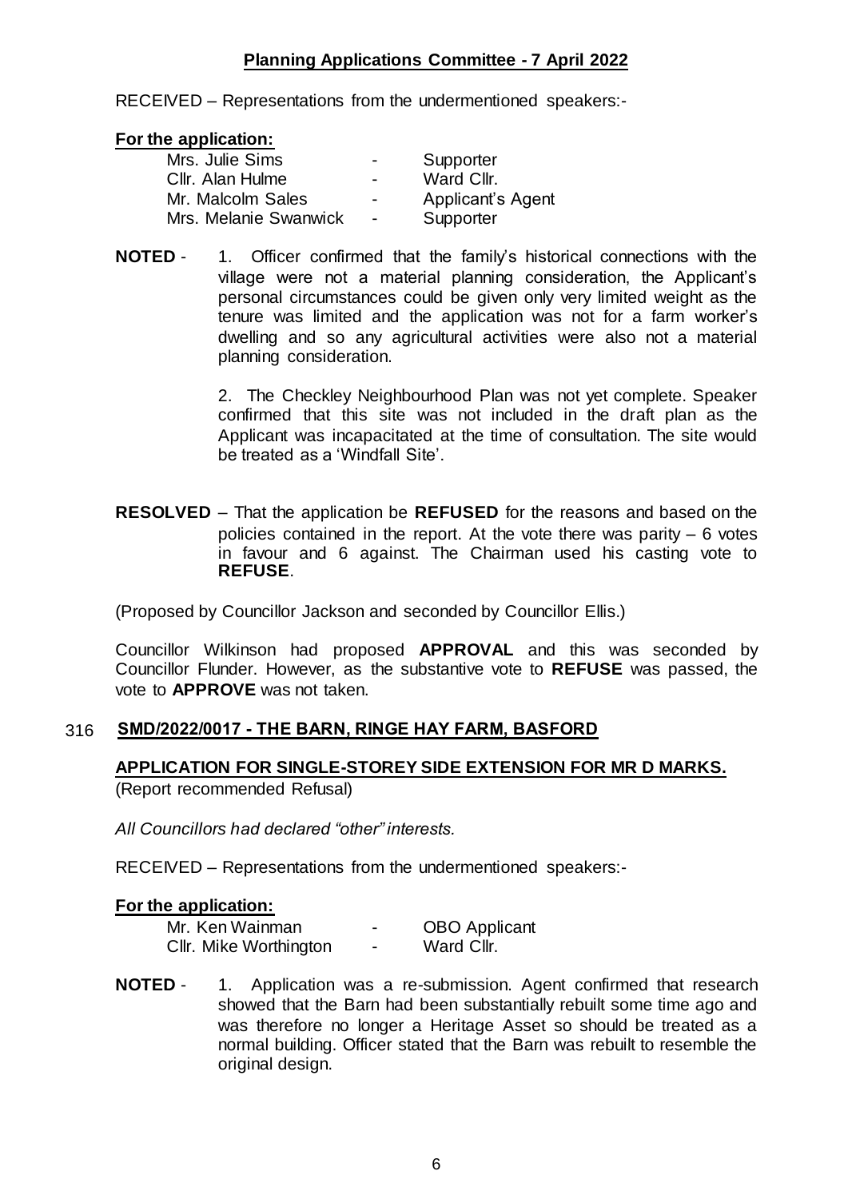**Planning Applications Committee - 7 April 2022**

RECEIVED – Representations from the undermentioned speakers:-

**For the application:**

| | | |
|---|---|---|
| Mrs. Julie Sims | - | Supporter |
| Cllr. Alan Hulme | - | Ward Cllr. |
| Mr. Malcolm Sales | - | Applicant's Agent |
| Mrs. Melanie Swanwick | - | Supporter |

**NOTED** - 1. Officer confirmed that the family's historical connections with the village were not a material planning consideration, the Applicant's personal circumstances could be given only very limited weight as the tenure was limited and the application was not for a farm worker's dwelling and so any agricultural activities were also not a material planning consideration.

2. The Checkley Neighbourhood Plan was not yet complete. Speaker confirmed that this site was not included in the draft plan as the Applicant was incapacitated at the time of consultation. The site would be treated as a 'Windfall Site'.

**RESOLVED** – That the application be **REFUSED** for the reasons and based on the policies contained in the report. At the vote there was parity – 6 votes in favour and 6 against. The Chairman used his casting vote to **REFUSE**.

(Proposed by Councillor Jackson and seconded by Councillor Ellis.)

Councillor Wilkinson had proposed **APPROVAL** and this was seconded by Councillor Flunder. However, as the substantive vote to **REFUSE** was passed, the vote to **APPROVE** was not taken.

## 316 SMD/2022/0017 - THE BARN, RINGE HAY FARM, BASFORD

**APPLICATION FOR SINGLE-STOREY SIDE EXTENSION FOR MR D MARKS.**
(Report recommended Refusal)

*All Councillors had declared "other" interests.*

RECEIVED – Representations from the undermentioned speakers:-

**For the application:**

| | | |
|---|---|---|
| Mr. Ken Wainman | - | OBO Applicant |
| Cllr. Mike Worthington | - | Ward Cllr. |

**NOTED** - 1. Application was a re-submission. Agent confirmed that research showed that the Barn had been substantially rebuilt some time ago and was therefore no longer a Heritage Asset so should be treated as a normal building. Officer stated that the Barn was rebuilt to resemble the original design.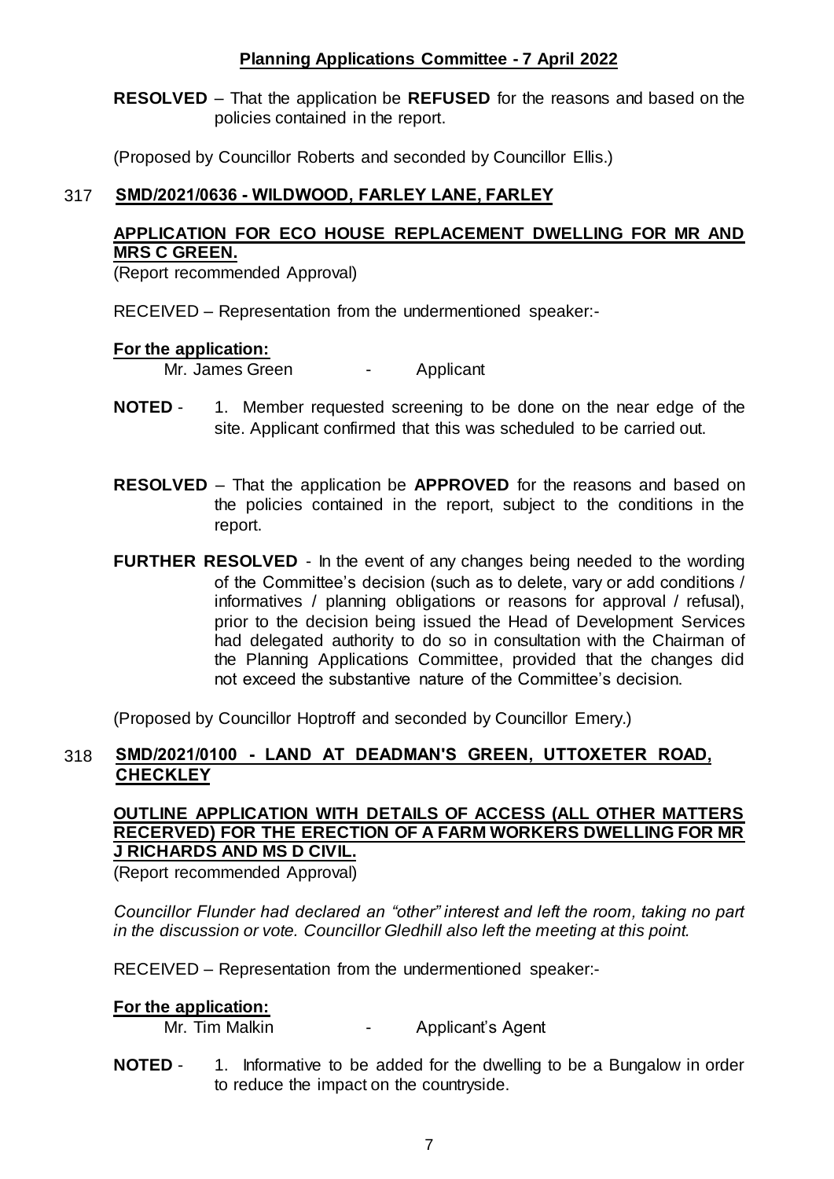**RESOLVED** – That the application be **REFUSED** for the reasons and based on the policies contained in the report.

(Proposed by Councillor Roberts and seconded by Councillor Ellis.)

## 317 SMD/2021/0636 - WILDWOOD, FARLEY LANE, FARLEY

**APPLICATION FOR ECO HOUSE REPLACEMENT DWELLING FOR MR AND MRS C GREEN.**

(Report recommended Approval)

RECEIVED – Representation from the undermentioned speaker:-

**For the application:**

Mr. James Green - Applicant

**NOTED** - 1. Member requested screening to be done on the near edge of the site. Applicant confirmed that this was scheduled to be carried out.

**RESOLVED** – That the application be **APPROVED** for the reasons and based on the policies contained in the report, subject to the conditions in the report.

**FURTHER RESOLVED** - In the event of any changes being needed to the wording of the Committee's decision (such as to delete, vary or add conditions / informatives / planning obligations or reasons for approval / refusal), prior to the decision being issued the Head of Development Services had delegated authority to do so in consultation with the Chairman of the Planning Applications Committee, provided that the changes did not exceed the substantive nature of the Committee's decision.

(Proposed by Councillor Hoptroff and seconded by Councillor Emery.)

## 318 SMD/2021/0100 - LAND AT DEADMAN'S GREEN, UTTOXETER ROAD, CHECKLEY

**OUTLINE APPLICATION WITH DETAILS OF ACCESS (ALL OTHER MATTERS RECERVED) FOR THE ERECTION OF A FARM WORKERS DWELLING FOR MR J RICHARDS AND MS D CIVIL.**

(Report recommended Approval)

*Councillor Flunder had declared an "other" interest and left the room, taking no part in the discussion or vote. Councillor Gledhill also left the meeting at this point.*

RECEIVED – Representation from the undermentioned speaker:-

**For the application:**

Mr. Tim Malkin - Applicant's Agent

**NOTED** - 1. Informative to be added for the dwelling to be a Bungalow in order to reduce the impact on the countryside.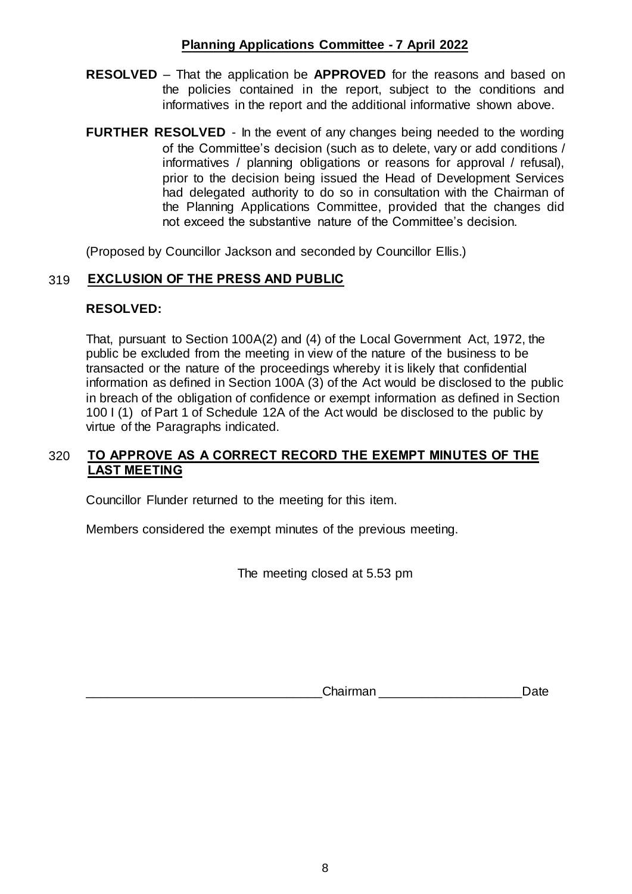**RESOLVED** – That the application be **APPROVED** for the reasons and based on the policies contained in the report, subject to the conditions and informatives in the report and the additional informative shown above.

**FURTHER RESOLVED** - In the event of any changes being needed to the wording of the Committee's decision (such as to delete, vary or add conditions / informatives / planning obligations or reasons for approval / refusal), prior to the decision being issued the Head of Development Services had delegated authority to do so in consultation with the Chairman of the Planning Applications Committee, provided that the changes did not exceed the substantive nature of the Committee's decision.

(Proposed by Councillor Jackson and seconded by Councillor Ellis.)

## 319 EXCLUSION OF THE PRESS AND PUBLIC

**RESOLVED:**

That, pursuant to Section 100A(2) and (4) of the Local Government Act, 1972, the public be excluded from the meeting in view of the nature of the business to be transacted or the nature of the proceedings whereby it is likely that confidential information as defined in Section 100A (3) of the Act would be disclosed to the public in breach of the obligation of confidence or exempt information as defined in Section 100 I (1) of Part 1 of Schedule 12A of the Act would be disclosed to the public by virtue of the Paragraphs indicated.

## 320 TO APPROVE AS A CORRECT RECORD THE EXEMPT MINUTES OF THE LAST MEETING

Councillor Flunder returned to the meeting for this item.

Members considered the exempt minutes of the previous meeting.

The meeting closed at 5.53 pm

\_\_\_\_\_\_\_\_\_\_\_\_\_\_\_\_\_\_\_\_\_\_\_\_\_\_\_\_\_\_\_\_Chairman \_\_\_\_\_\_\_\_\_\_\_\_\_\_\_\_\_\_\_\_Date